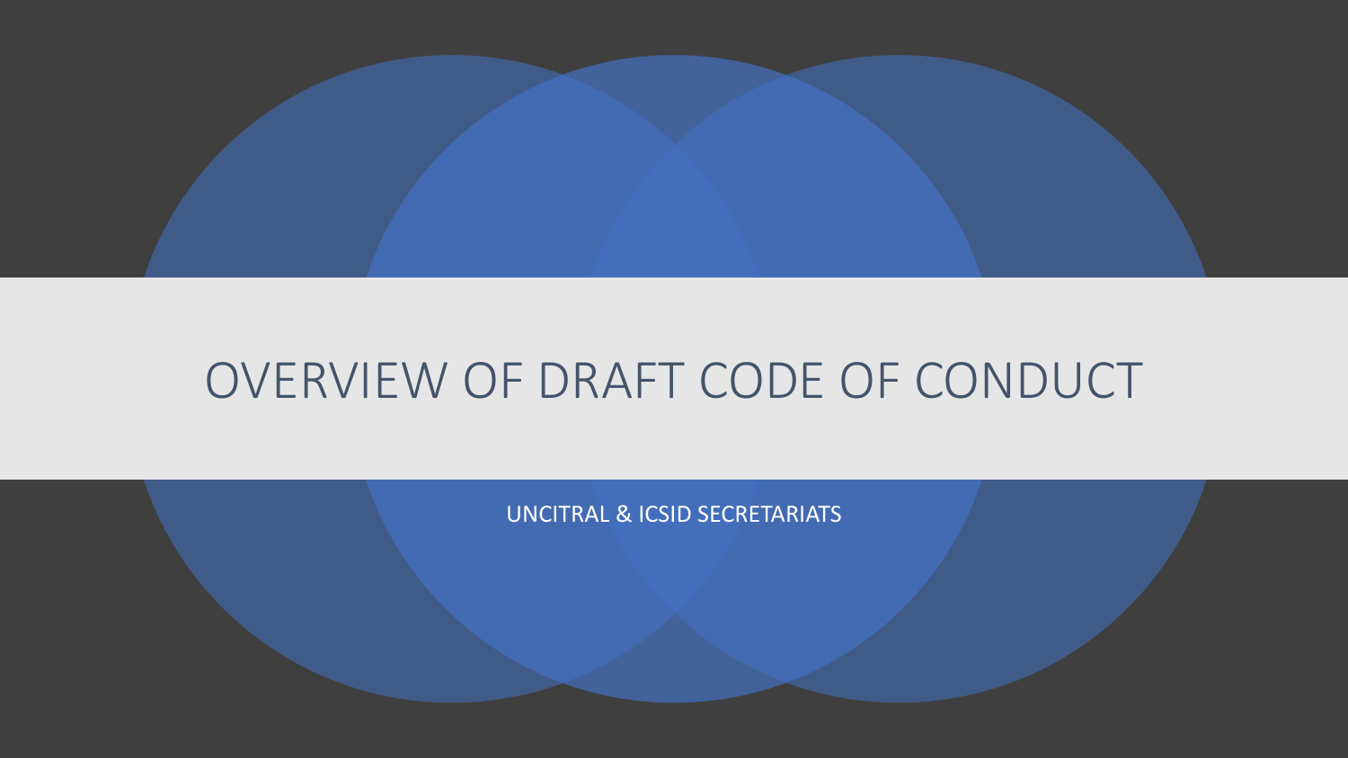# OVERVIEW OF DRAFT CODE OF CONDUCT

UNCITRAL & ICSID SECRETARIATS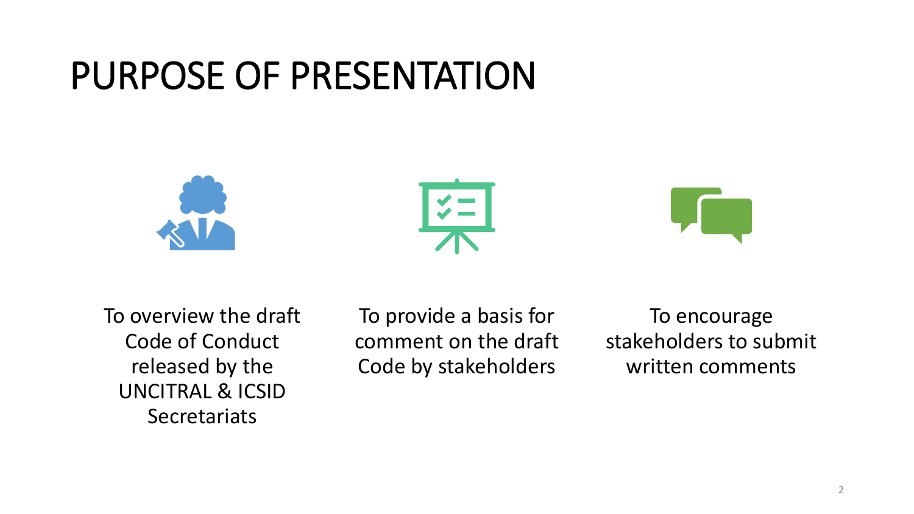# PURPOSE OF PRESENTATION

- To overview the draft Code of Conduct released by the UNCITRAL & ICSID Secretariats
- To provide a basis for comment on the draft Code by stakeholders
- To encourage stakeholders to submit written comments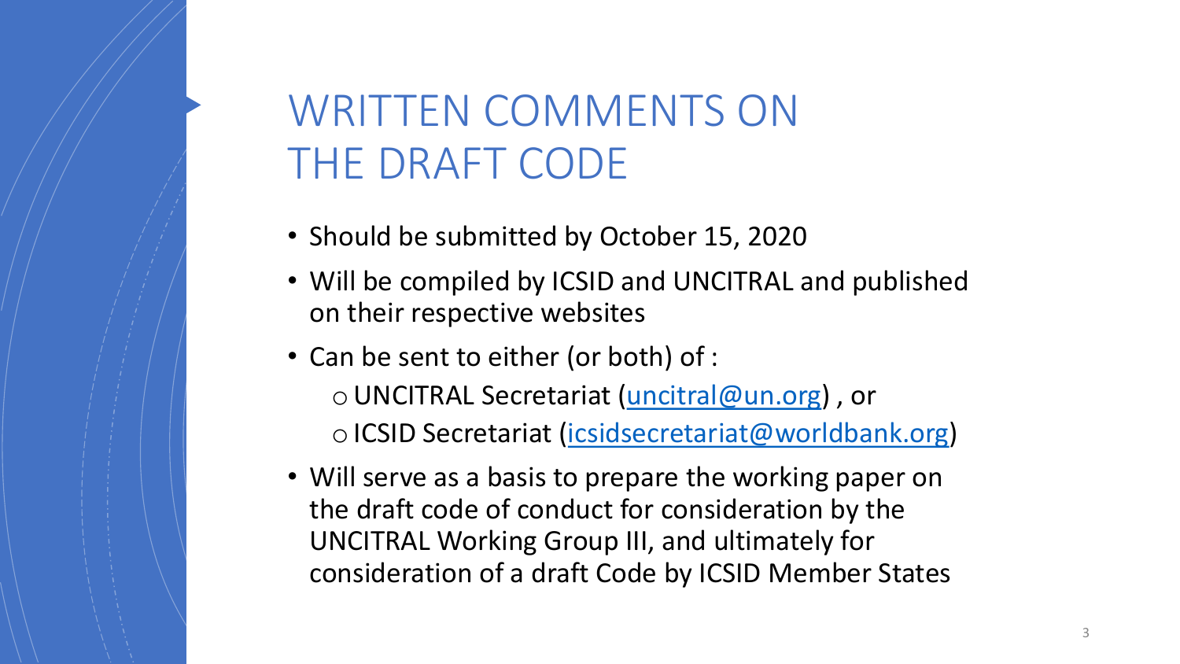# WRITTEN COMMENTS ON THE DRAFT CODE

- Should be submitted by October 15, 2020
- Will be compiled by ICSID and UNCITRAL and published on their respective websites
- Can be sent to either (or both) of :
  - UNCITRAL Secretariat (uncitral@un.org) , or
  - ICSID Secretariat (icsidsecretariat@worldbank.org)
- Will serve as a basis to prepare the working paper on the draft code of conduct for consideration by the UNCITRAL Working Group III, and ultimately for consideration of a draft Code by ICSID Member States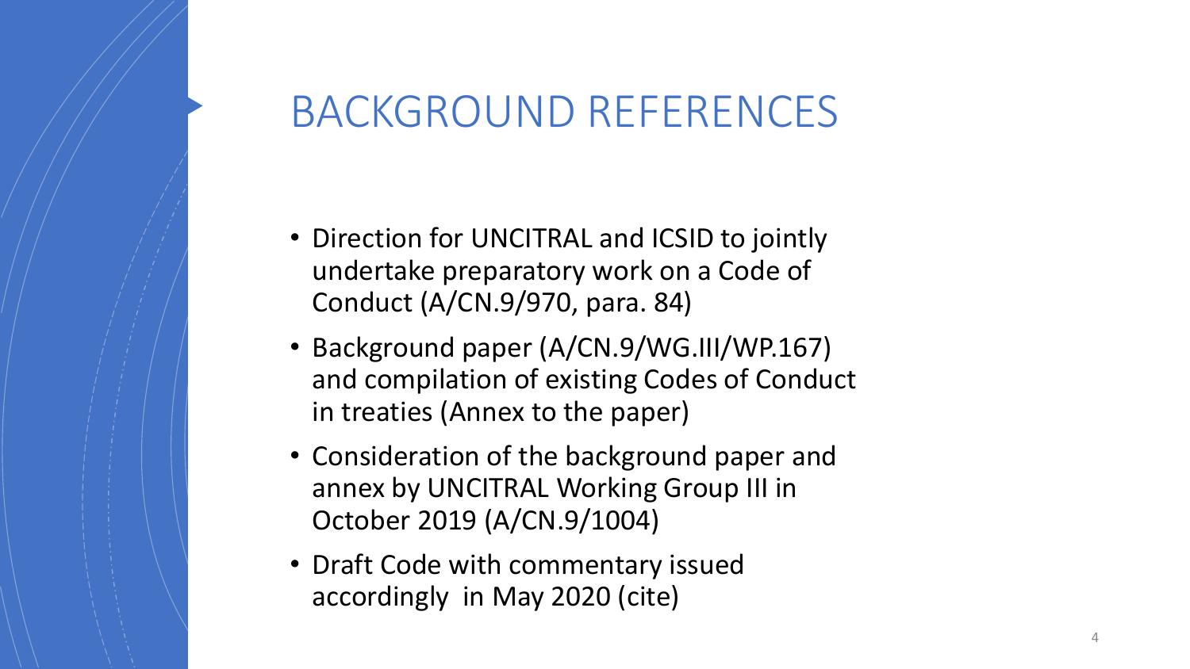# BACKGROUND REFERENCES

- Direction for UNCITRAL and ICSID to jointly undertake preparatory work on a Code of Conduct (A/CN.9/970, para. 84)
- Background paper (A/CN.9/WG.III/WP.167) and compilation of existing Codes of Conduct in treaties (Annex to the paper)
- Consideration of the background paper and annex by UNCITRAL Working Group III in October 2019 (A/CN.9/1004)
- Draft Code with commentary issued accordingly in May 2020 (cite)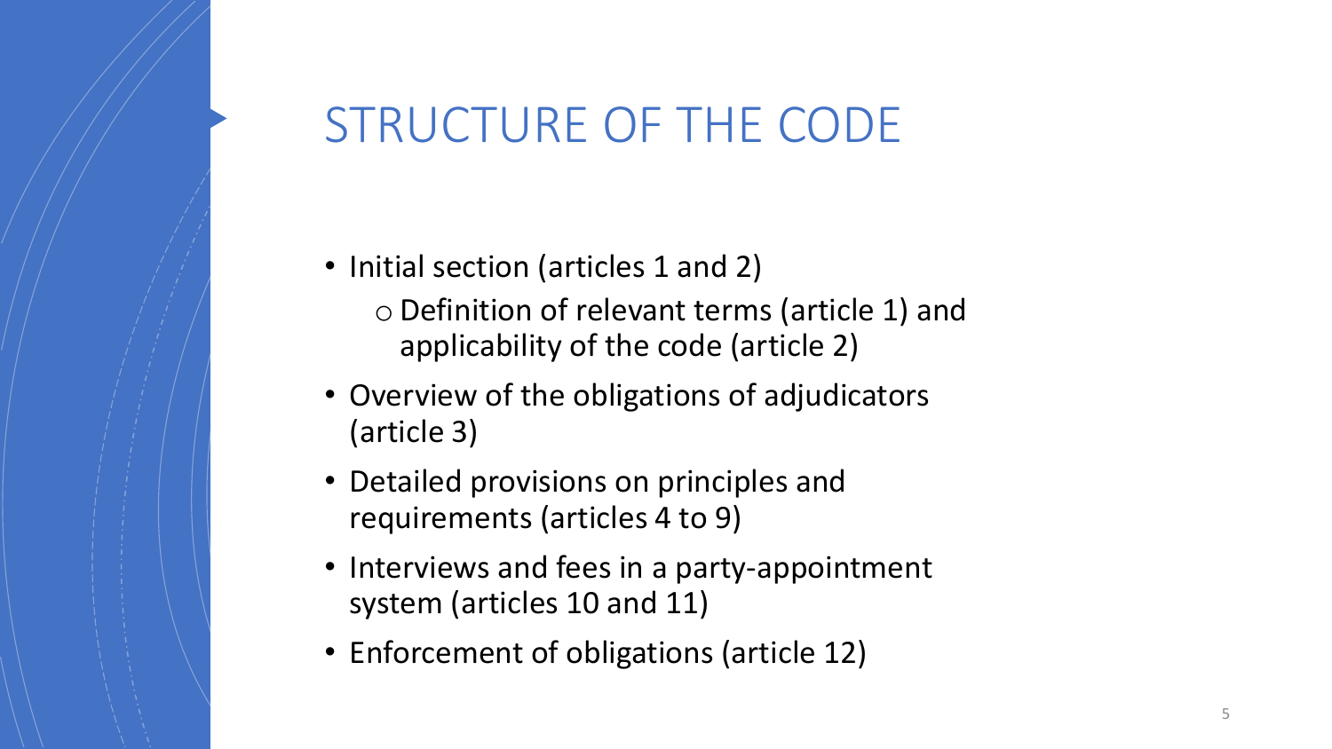# STRUCTURE OF THE CODE

- Initial section (articles 1 and 2)
  - Definition of relevant terms (article 1) and applicability of the code (article 2)
- Overview of the obligations of adjudicators (article 3)
- Detailed provisions on principles and requirements (articles 4 to 9)
- Interviews and fees in a party-appointment system (articles 10 and 11)
- Enforcement of obligations (article 12)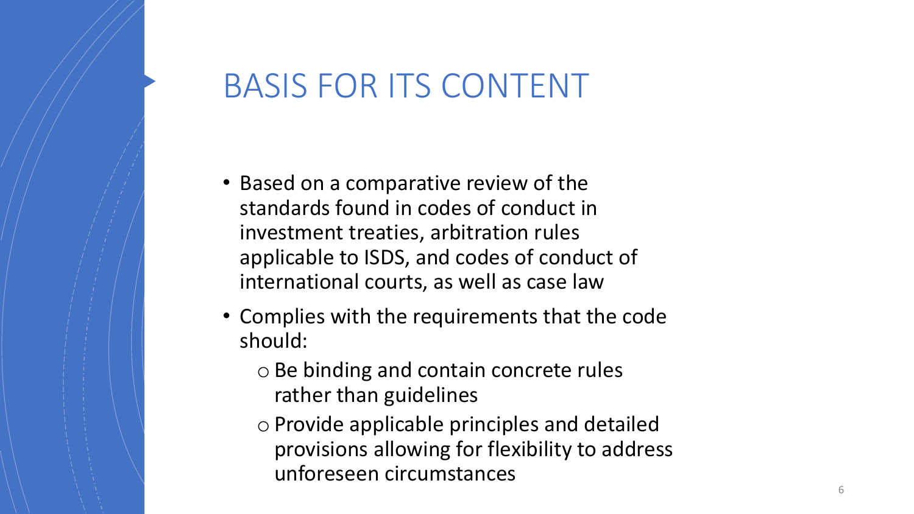# BASIS FOR ITS CONTENT

- Based on a comparative review of the standards found in codes of conduct in investment treaties, arbitration rules applicable to ISDS, and codes of conduct of international courts, as well as case law
- Complies with the requirements that the code should:
  - Be binding and contain concrete rules rather than guidelines
  - Provide applicable principles and detailed provisions allowing for flexibility to address unforeseen circumstances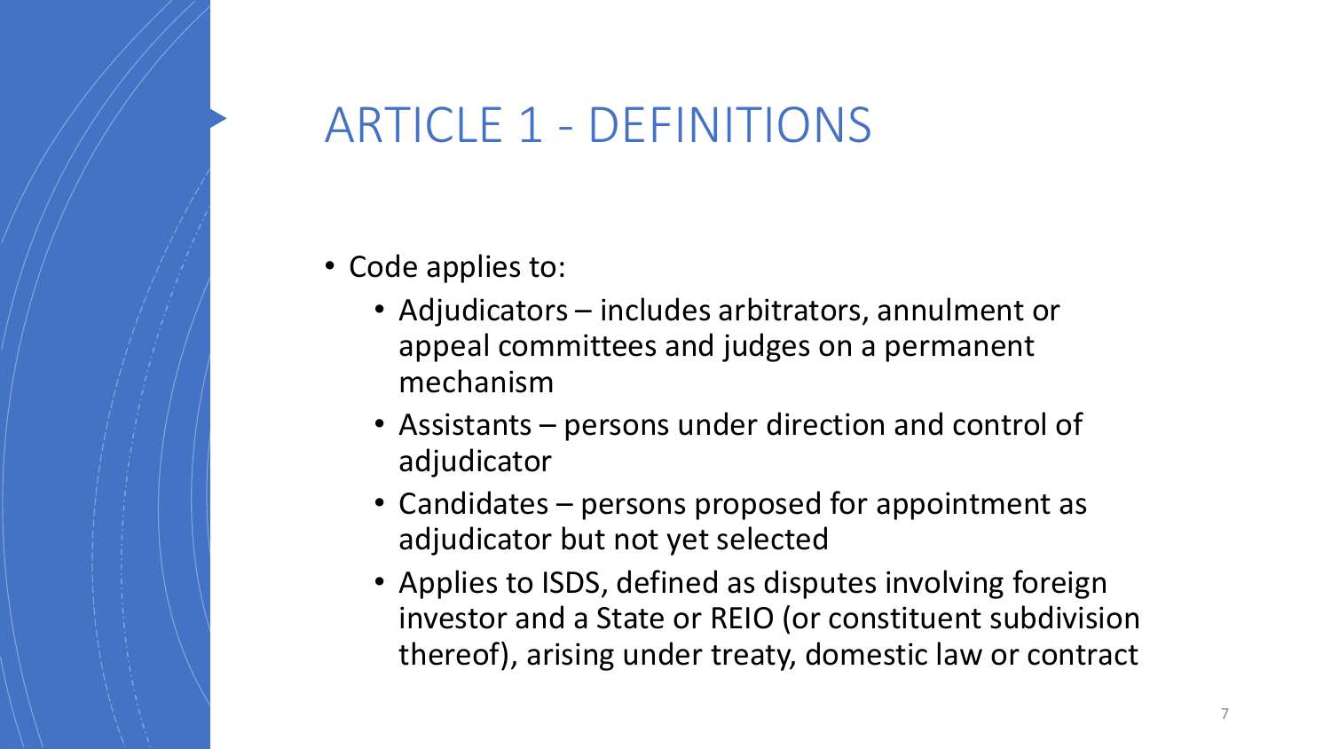# ARTICLE 1 - DEFINITIONS

- Code applies to:
  - Adjudicators – includes arbitrators, annulment or appeal committees and judges on a permanent mechanism
  - Assistants – persons under direction and control of adjudicator
  - Candidates – persons proposed for appointment as adjudicator but not yet selected
  - Applies to ISDS, defined as disputes involving foreign investor and a State or REIO (or constituent subdivision thereof), arising under treaty, domestic law or contract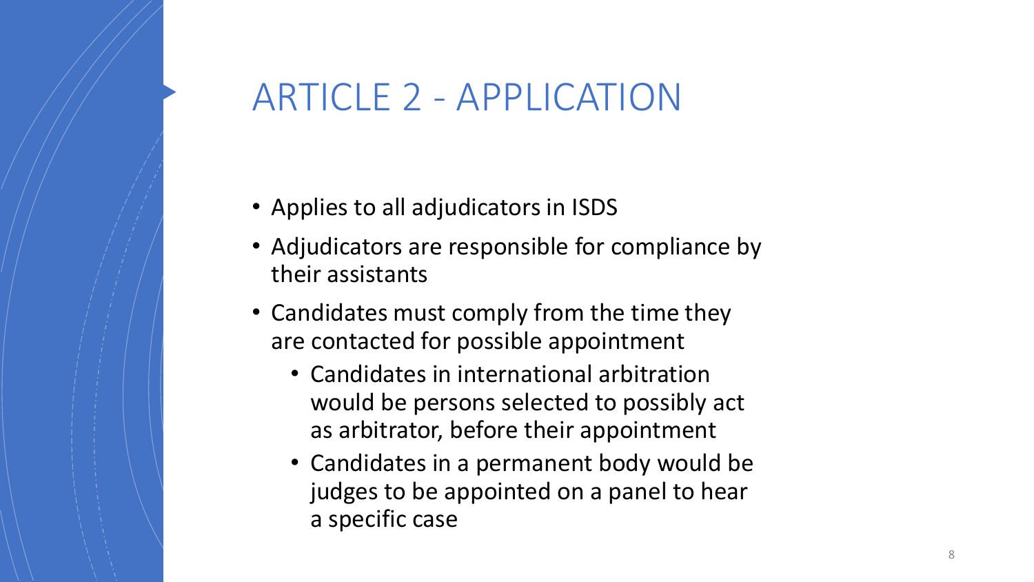# ARTICLE 2 - APPLICATION

- Applies to all adjudicators in ISDS
- Adjudicators are responsible for compliance by their assistants
- Candidates must comply from the time they are contacted for possible appointment
  - Candidates in international arbitration would be persons selected to possibly act as arbitrator, before their appointment
  - Candidates in a permanent body would be judges to be appointed on a panel to hear a specific case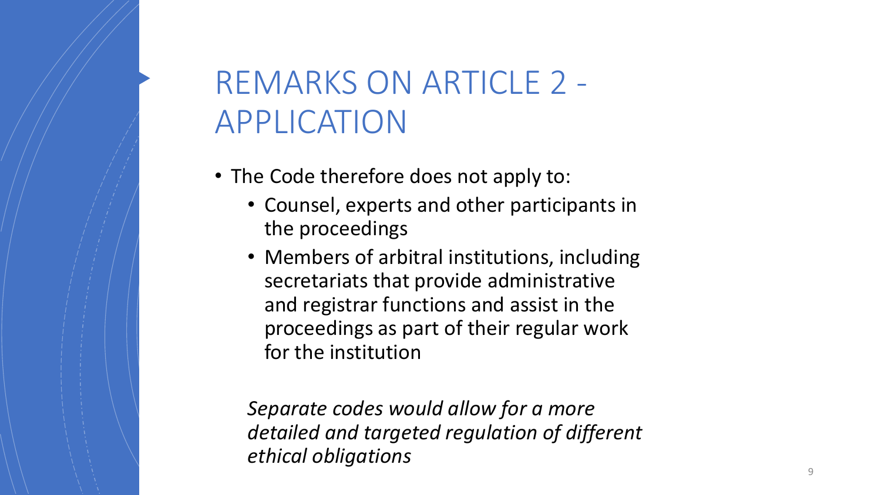# REMARKS ON ARTICLE 2 - APPLICATION

- The Code therefore does not apply to:
  - Counsel, experts and other participants in the proceedings
  - Members of arbitral institutions, including secretariats that provide administrative and registrar functions and assist in the proceedings as part of their regular work for the institution

*Separate codes would allow for a more detailed and targeted regulation of different ethical obligations*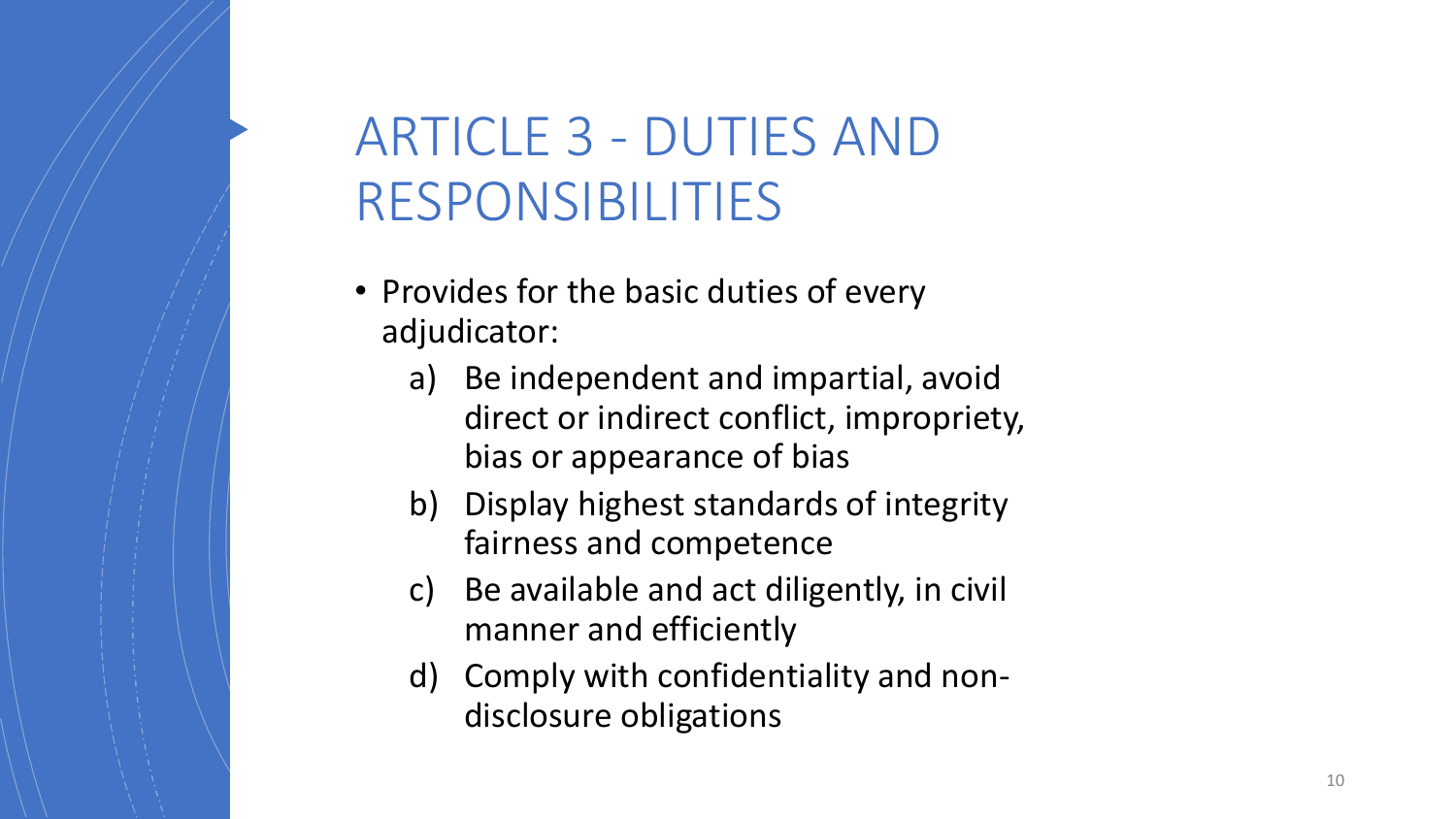# ARTICLE 3 - DUTIES AND RESPONSIBILITIES

- Provides for the basic duties of every adjudicator:
  a) Be independent and impartial, avoid direct or indirect conflict, impropriety, bias or appearance of bias
  b) Display highest standards of integrity fairness and competence
  c) Be available and act diligently, in civil manner and efficiently
  d) Comply with confidentiality and non-disclosure obligations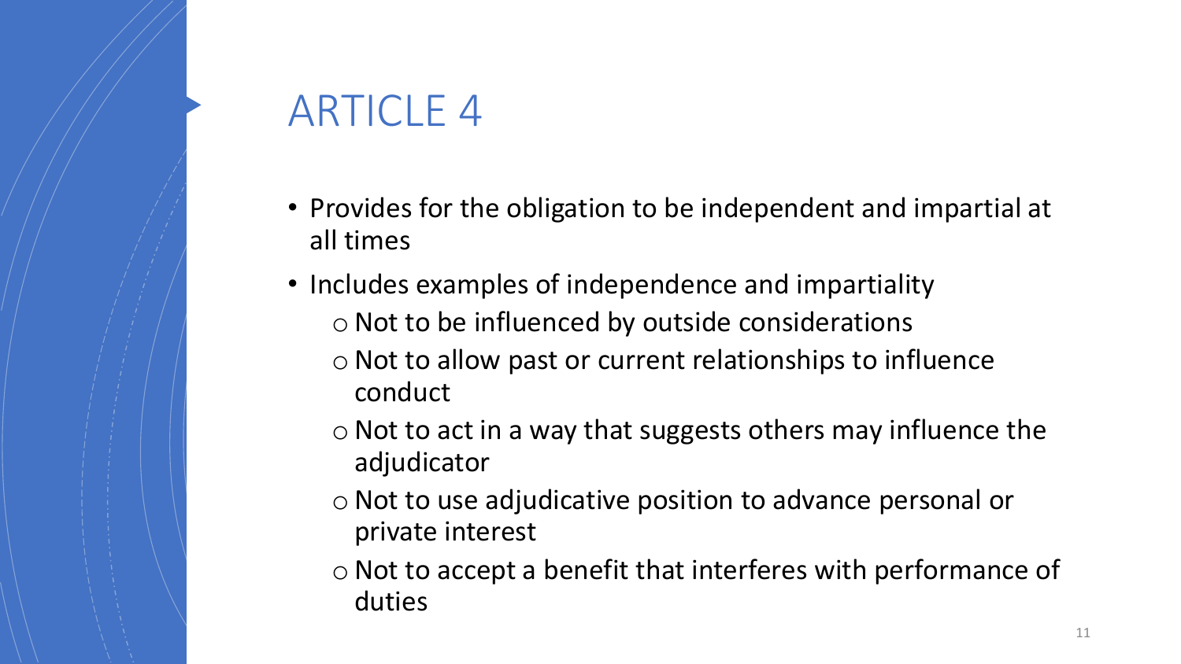# ARTICLE 4

- Provides for the obligation to be independent and impartial at all times
- Includes examples of independence and impartiality
  - Not to be influenced by outside considerations
  - Not to allow past or current relationships to influence conduct
  - Not to act in a way that suggests others may influence the adjudicator
  - Not to use adjudicative position to advance personal or private interest
  - Not to accept a benefit that interferes with performance of duties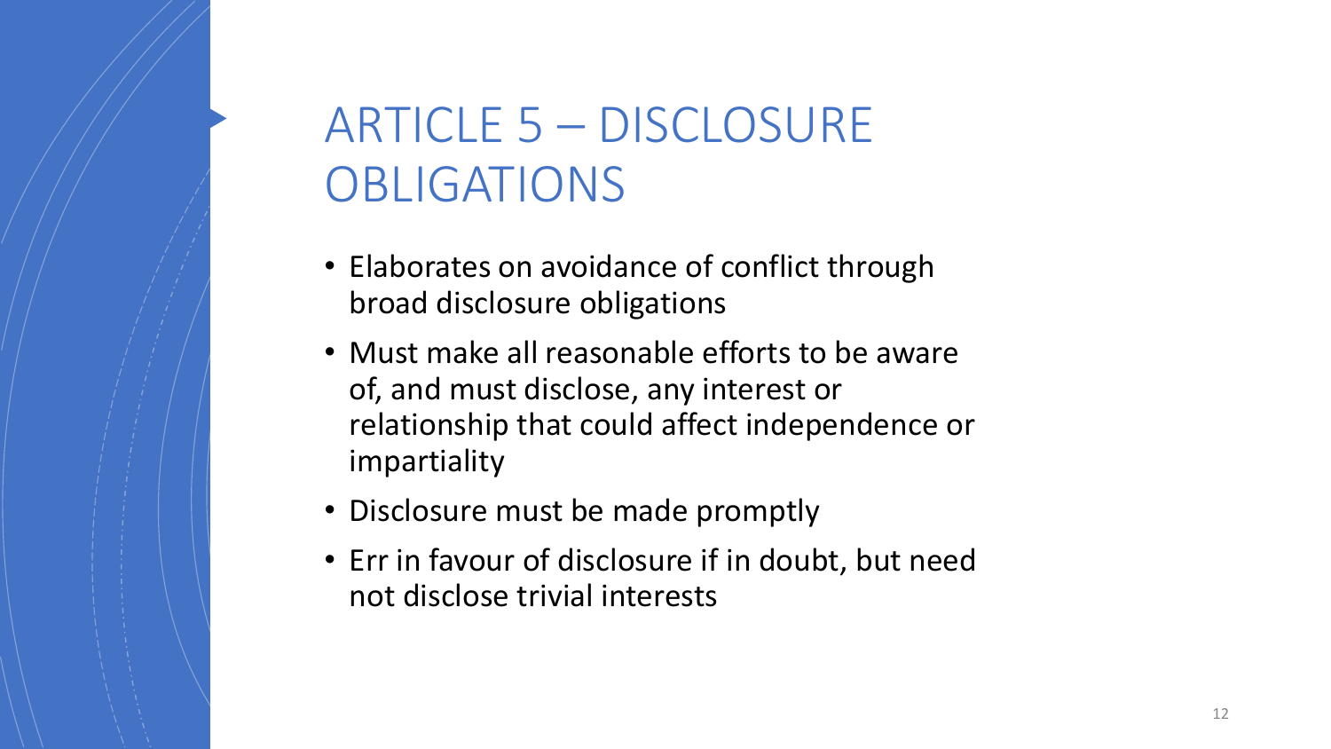# ARTICLE 5 – DISCLOSURE OBLIGATIONS

- Elaborates on avoidance of conflict through broad disclosure obligations
- Must make all reasonable efforts to be aware of, and must disclose, any interest or relationship that could affect independence or impartiality
- Disclosure must be made promptly
- Err in favour of disclosure if in doubt, but need not disclose trivial interests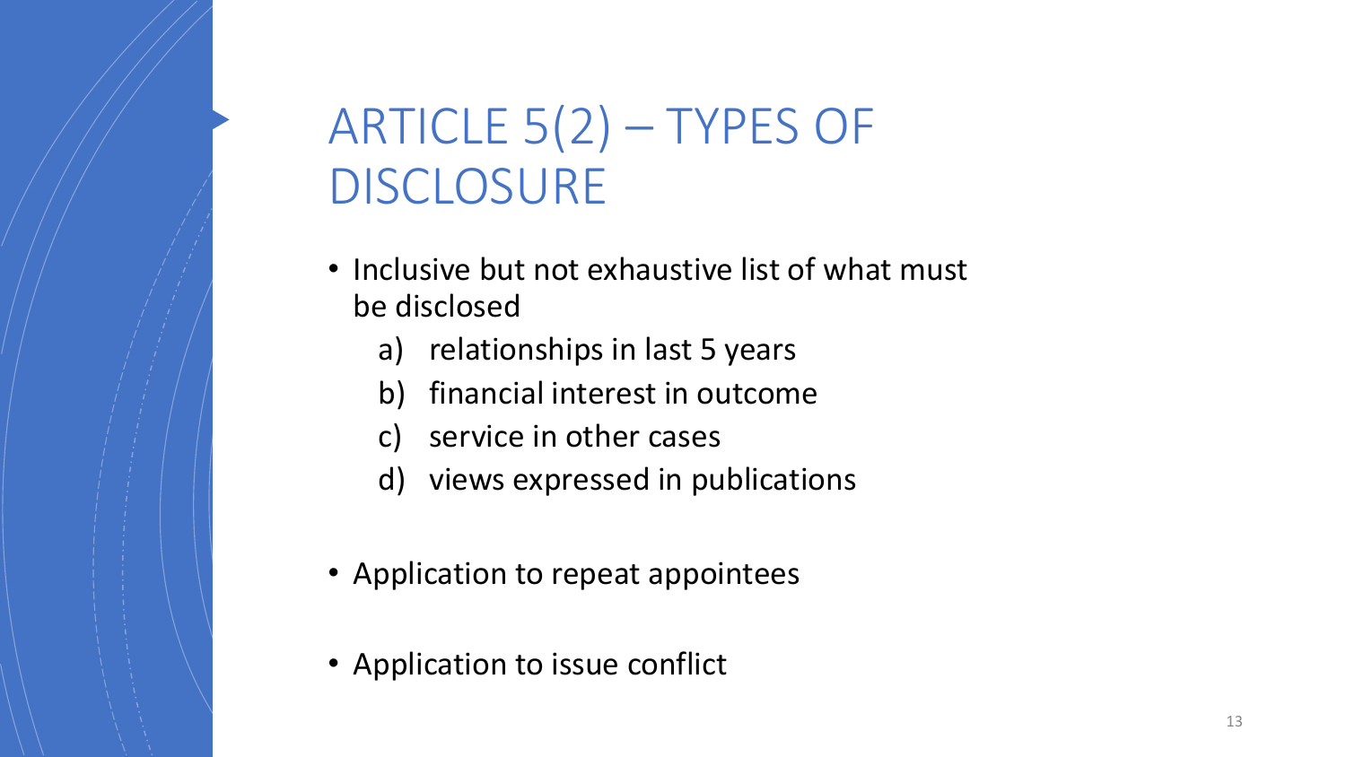# ARTICLE 5(2) – TYPES OF DISCLOSURE

- Inclusive but not exhaustive list of what must be disclosed
  a) relationships in last 5 years
  b) financial interest in outcome
  c) service in other cases
  d) views expressed in publications

- Application to repeat appointees

- Application to issue conflict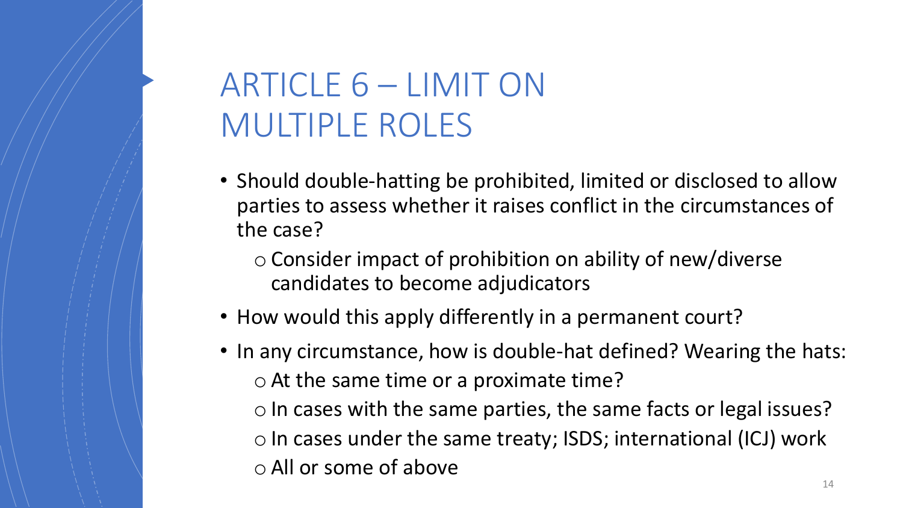# ARTICLE 6 – LIMIT ON MULTIPLE ROLES

- Should double-hatting be prohibited, limited or disclosed to allow parties to assess whether it raises conflict in the circumstances of the case?
  - Consider impact of prohibition on ability of new/diverse candidates to become adjudicators
- How would this apply differently in a permanent court?
- In any circumstance, how is double-hat defined? Wearing the hats:
  - At the same time or a proximate time?
  - In cases with the same parties, the same facts or legal issues?
  - In cases under the same treaty; ISDS; international (ICJ) work
  - All or some of above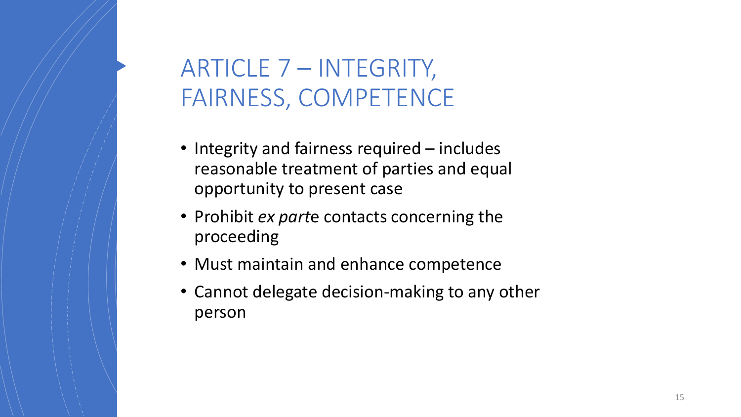# ARTICLE 7 – INTEGRITY, FAIRNESS, COMPETENCE

- Integrity and fairness required – includes reasonable treatment of parties and equal opportunity to present case
- Prohibit *ex parte* contacts concerning the proceeding
- Must maintain and enhance competence
- Cannot delegate decision-making to any other person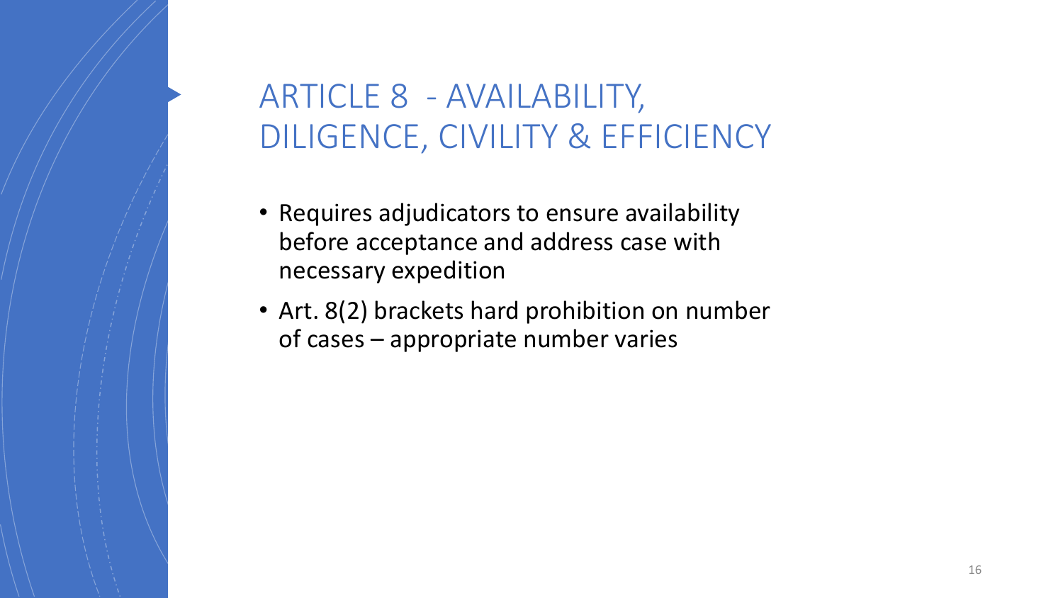# ARTICLE 8 - AVAILABILITY, DILIGENCE, CIVILITY & EFFICIENCY

- Requires adjudicators to ensure availability before acceptance and address case with necessary expedition
- Art. 8(2) brackets hard prohibition on number of cases – appropriate number varies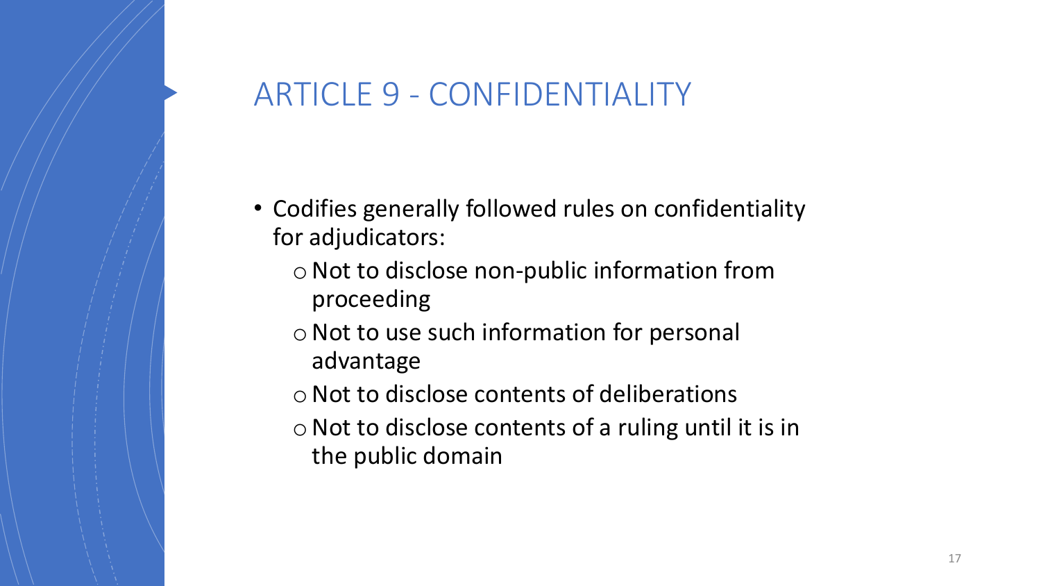# ARTICLE 9 - CONFIDENTIALITY

- Codifies generally followed rules on confidentiality for adjudicators:
  - Not to disclose non-public information from proceeding
  - Not to use such information for personal advantage
  - Not to disclose contents of deliberations
  - Not to disclose contents of a ruling until it is in the public domain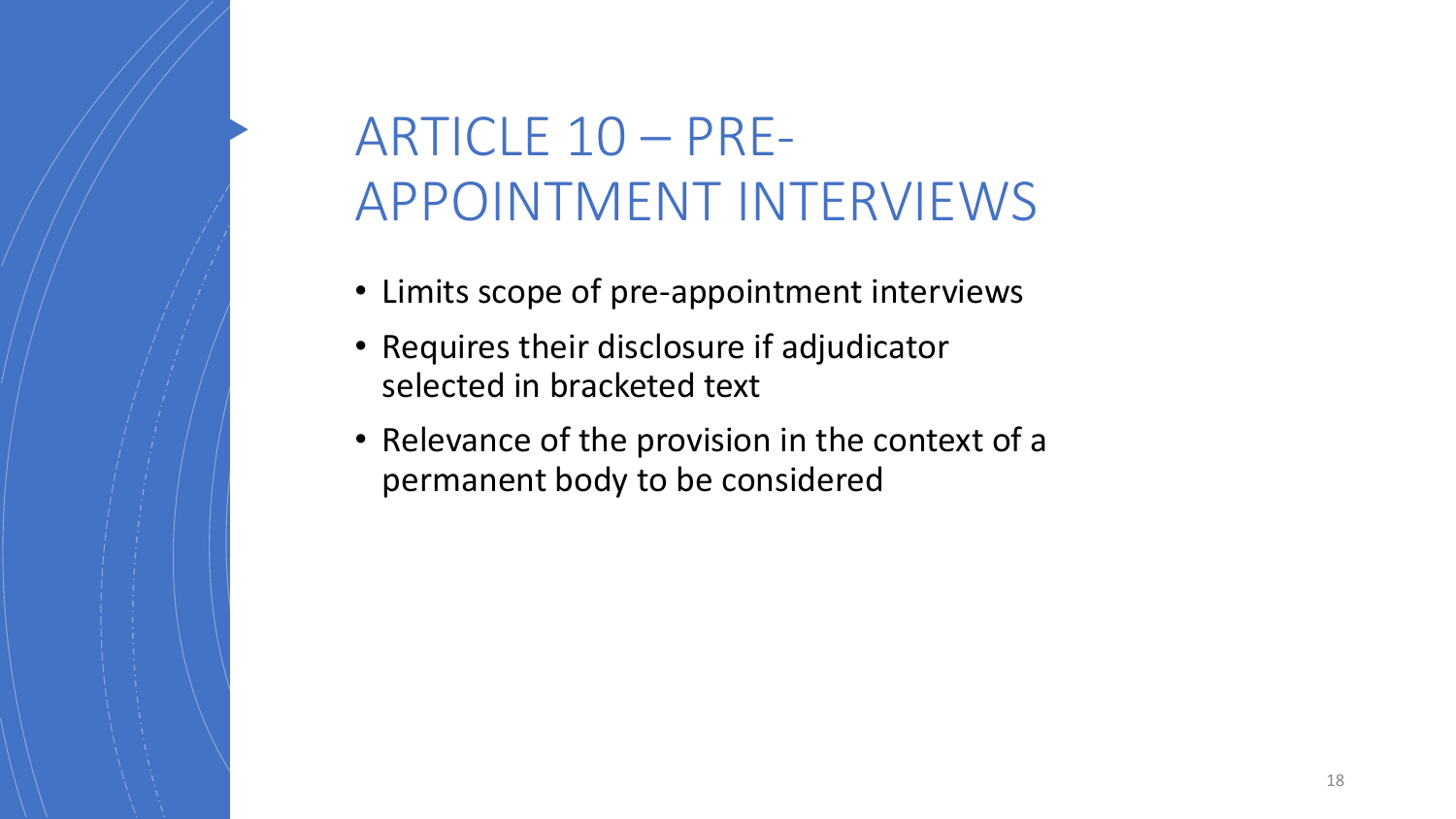# ARTICLE 10 – PRE-APPOINTMENT INTERVIEWS

- Limits scope of pre-appointment interviews
- Requires their disclosure if adjudicator selected in bracketed text
- Relevance of the provision in the context of a permanent body to be considered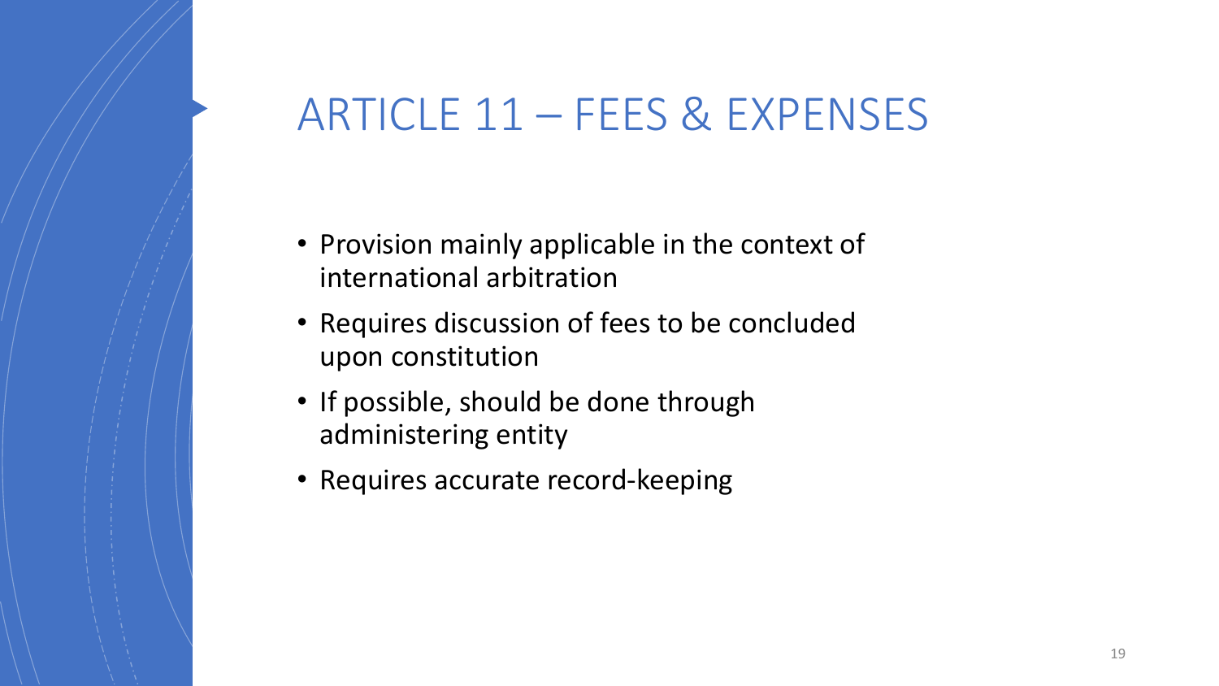# ARTICLE 11 – FEES & EXPENSES

- Provision mainly applicable in the context of international arbitration
- Requires discussion of fees to be concluded upon constitution
- If possible, should be done through administering entity
- Requires accurate record-keeping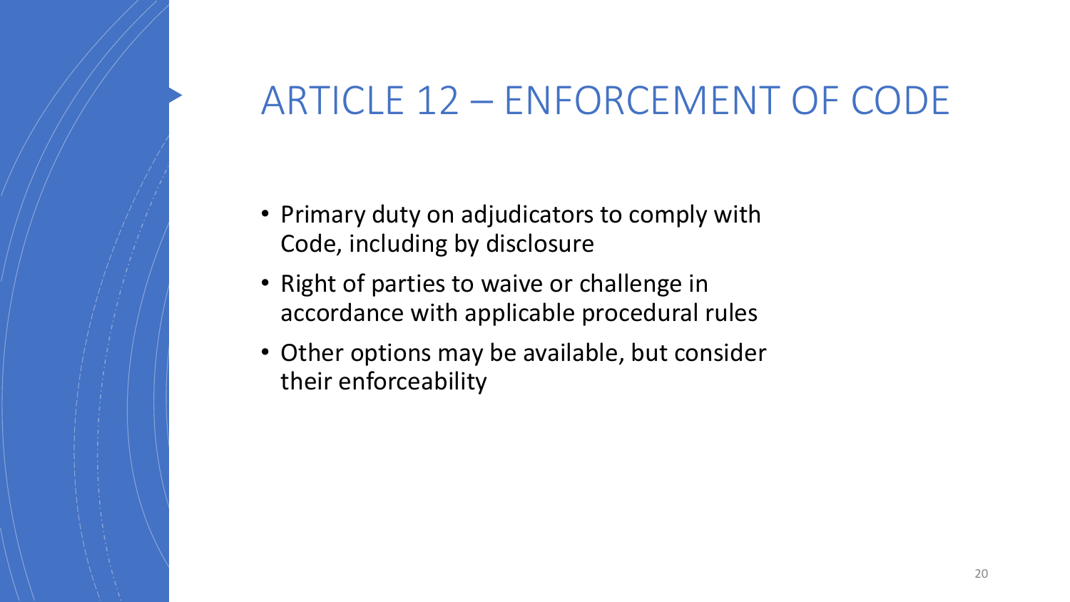# ARTICLE 12 – ENFORCEMENT OF CODE

- Primary duty on adjudicators to comply with Code, including by disclosure
- Right of parties to waive or challenge in accordance with applicable procedural rules
- Other options may be available, but consider their enforceability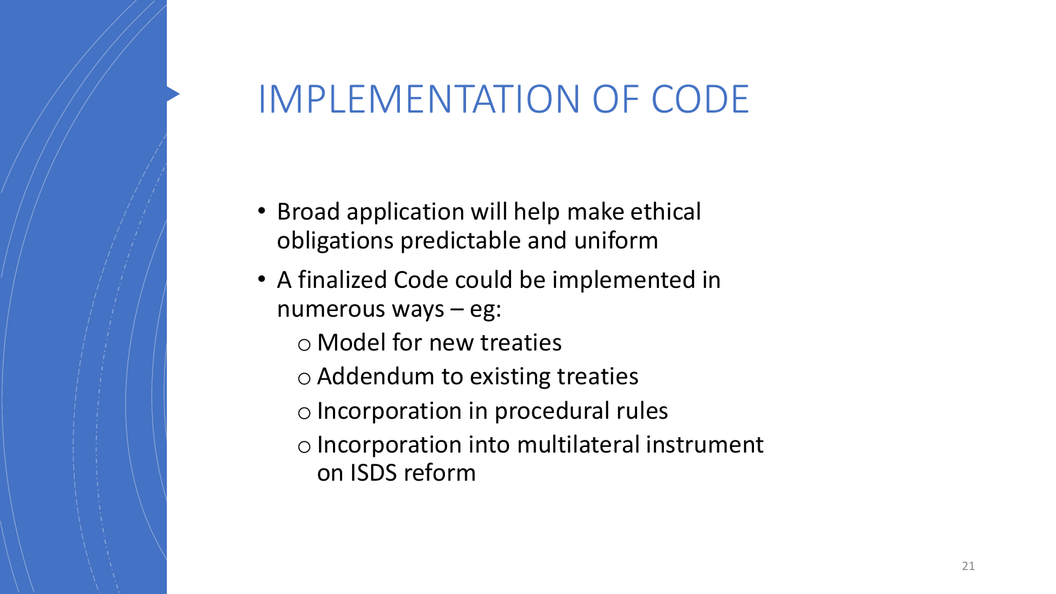# IMPLEMENTATION OF CODE

- Broad application will help make ethical obligations predictable and uniform
- A finalized Code could be implemented in numerous ways – eg:
  - Model for new treaties
  - Addendum to existing treaties
  - Incorporation in procedural rules
  - Incorporation into multilateral instrument on ISDS reform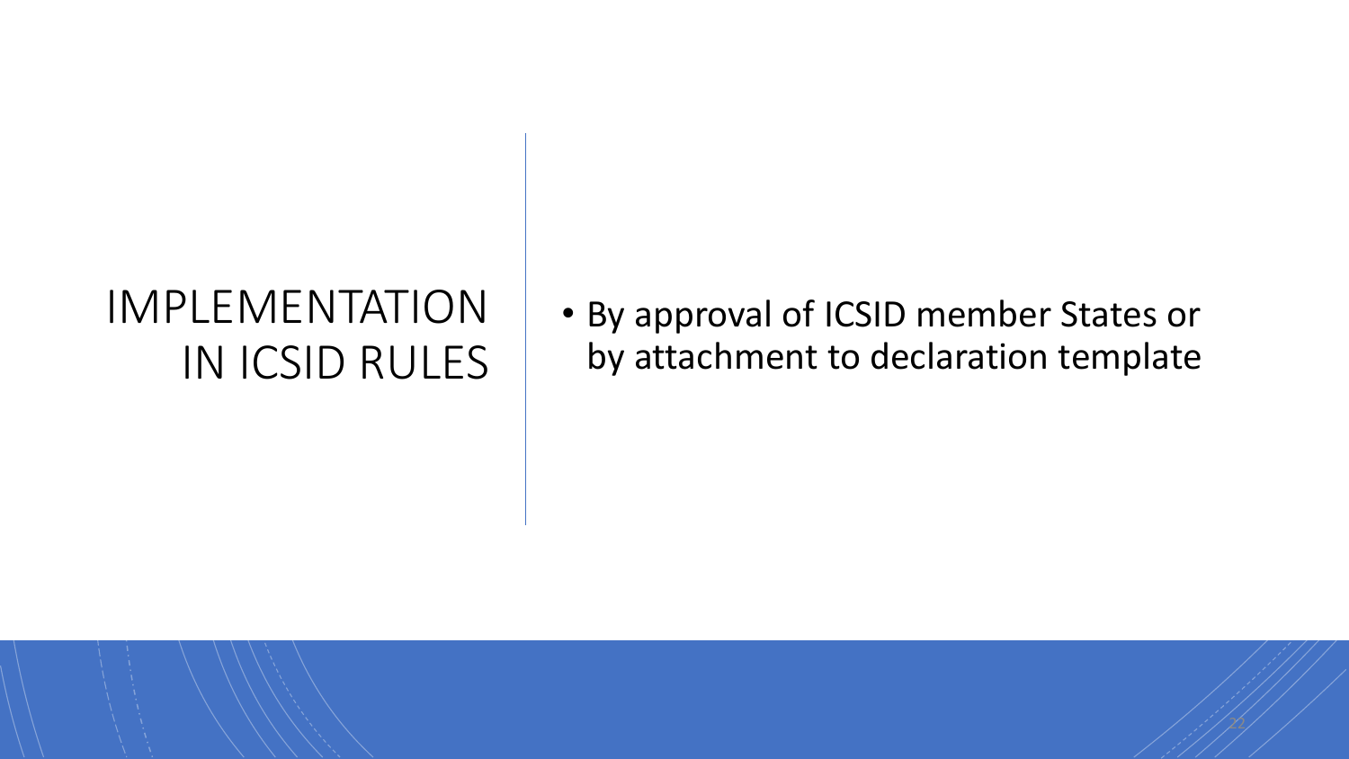# IMPLEMENTATION IN ICSID RULES

- By approval of ICSID member States or by attachment to declaration template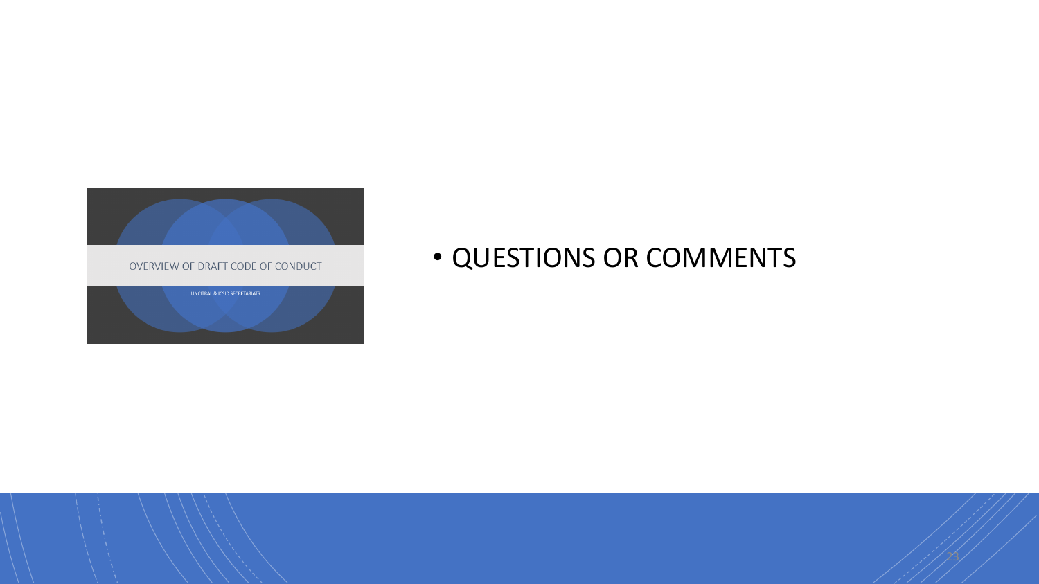OVERVIEW OF DRAFT CODE OF CONDUCT

UNCITRAL & ICSID SECRETARIATS

- QUESTIONS OR COMMENTS